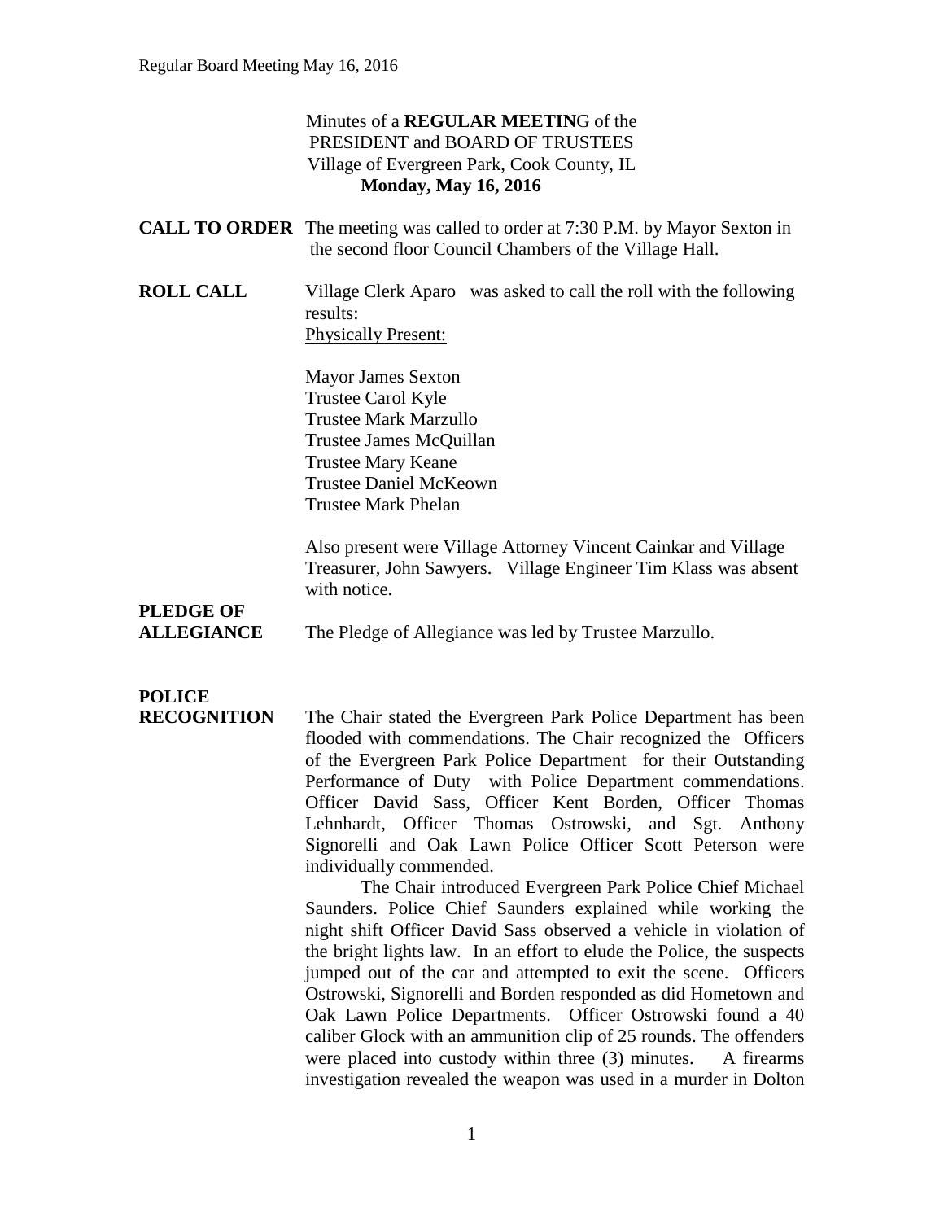Minutes of a **REGULAR MEETIN**G of the
PRESIDENT and BOARD OF TRUSTEES
Village of Evergreen Park, Cook County, IL
**Monday, May 16, 2016**

**CALL TO ORDER** The meeting was called to order at 7:30 P.M. by Mayor Sexton in the second floor Council Chambers of the Village Hall.

**ROLL CALL** Village Clerk Aparo was asked to call the roll with the following results:

Physically Present:

Mayor James Sexton
Trustee Carol Kyle
Trustee Mark Marzullo
Trustee James McQuillan
Trustee Mary Keane
Trustee Daniel McKeown
Trustee Mark Phelan

Also present were Village Attorney Vincent Cainkar and Village Treasurer, John Sawyers. Village Engineer Tim Klass was absent with notice.

**PLEDGE OF ALLEGIANCE** The Pledge of Allegiance was led by Trustee Marzullo.

**POLICE RECOGNITION** The Chair stated the Evergreen Park Police Department has been flooded with commendations. The Chair recognized the Officers of the Evergreen Park Police Department for their Outstanding Performance of Duty with Police Department commendations. Officer David Sass, Officer Kent Borden, Officer Thomas Lehnhardt, Officer Thomas Ostrowski, and Sgt. Anthony Signorelli and Oak Lawn Police Officer Scott Peterson were individually commended.

The Chair introduced Evergreen Park Police Chief Michael Saunders. Police Chief Saunders explained while working the night shift Officer David Sass observed a vehicle in violation of the bright lights law. In an effort to elude the Police, the suspects jumped out of the car and attempted to exit the scene. Officers Ostrowski, Signorelli and Borden responded as did Hometown and Oak Lawn Police Departments. Officer Ostrowski found a 40 caliber Glock with an ammunition clip of 25 rounds. The offenders were placed into custody within three (3) minutes. A firearms investigation revealed the weapon was used in a murder in Dolton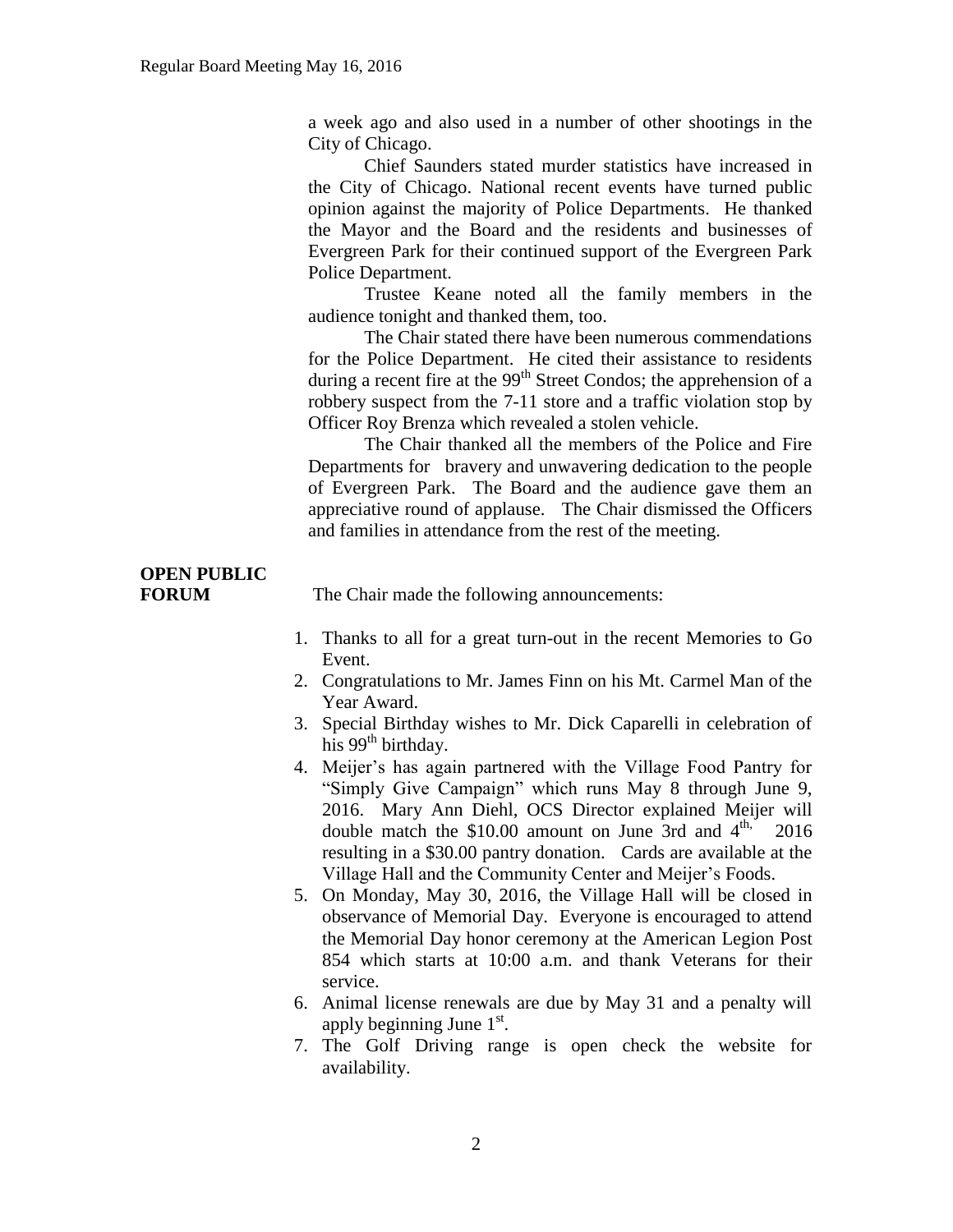a week ago and also used in a number of other shootings in the City of Chicago.

Chief Saunders stated murder statistics have increased in the City of Chicago. National recent events have turned public opinion against the majority of Police Departments. He thanked the Mayor and the Board and the residents and businesses of Evergreen Park for their continued support of the Evergreen Park Police Department.

Trustee Keane noted all the family members in the audience tonight and thanked them, too.

The Chair stated there have been numerous commendations for the Police Department. He cited their assistance to residents during a recent fire at the 99th Street Condos; the apprehension of a robbery suspect from the 7-11 store and a traffic violation stop by Officer Roy Brenza which revealed a stolen vehicle.

The Chair thanked all the members of the Police and Fire Departments for bravery and unwavering dedication to the people of Evergreen Park. The Board and the audience gave them an appreciative round of applause. The Chair dismissed the Officers and families in attendance from the rest of the meeting.

**OPEN PUBLIC FORUM**

The Chair made the following announcements:

1. Thanks to all for a great turn-out in the recent Memories to Go Event.
2. Congratulations to Mr. James Finn on his Mt. Carmel Man of the Year Award.
3. Special Birthday wishes to Mr. Dick Caparelli in celebration of his 99th birthday.
4. Meijer's has again partnered with the Village Food Pantry for "Simply Give Campaign" which runs May 8 through June 9, 2016. Mary Ann Diehl, OCS Director explained Meijer will double match the $10.00 amount on June 3rd and 4th, 2016 resulting in a $30.00 pantry donation. Cards are available at the Village Hall and the Community Center and Meijer's Foods.
5. On Monday, May 30, 2016, the Village Hall will be closed in observance of Memorial Day. Everyone is encouraged to attend the Memorial Day honor ceremony at the American Legion Post 854 which starts at 10:00 a.m. and thank Veterans for their service.
6. Animal license renewals are due by May 31 and a penalty will apply beginning June 1st.
7. The Golf Driving range is open check the website for availability.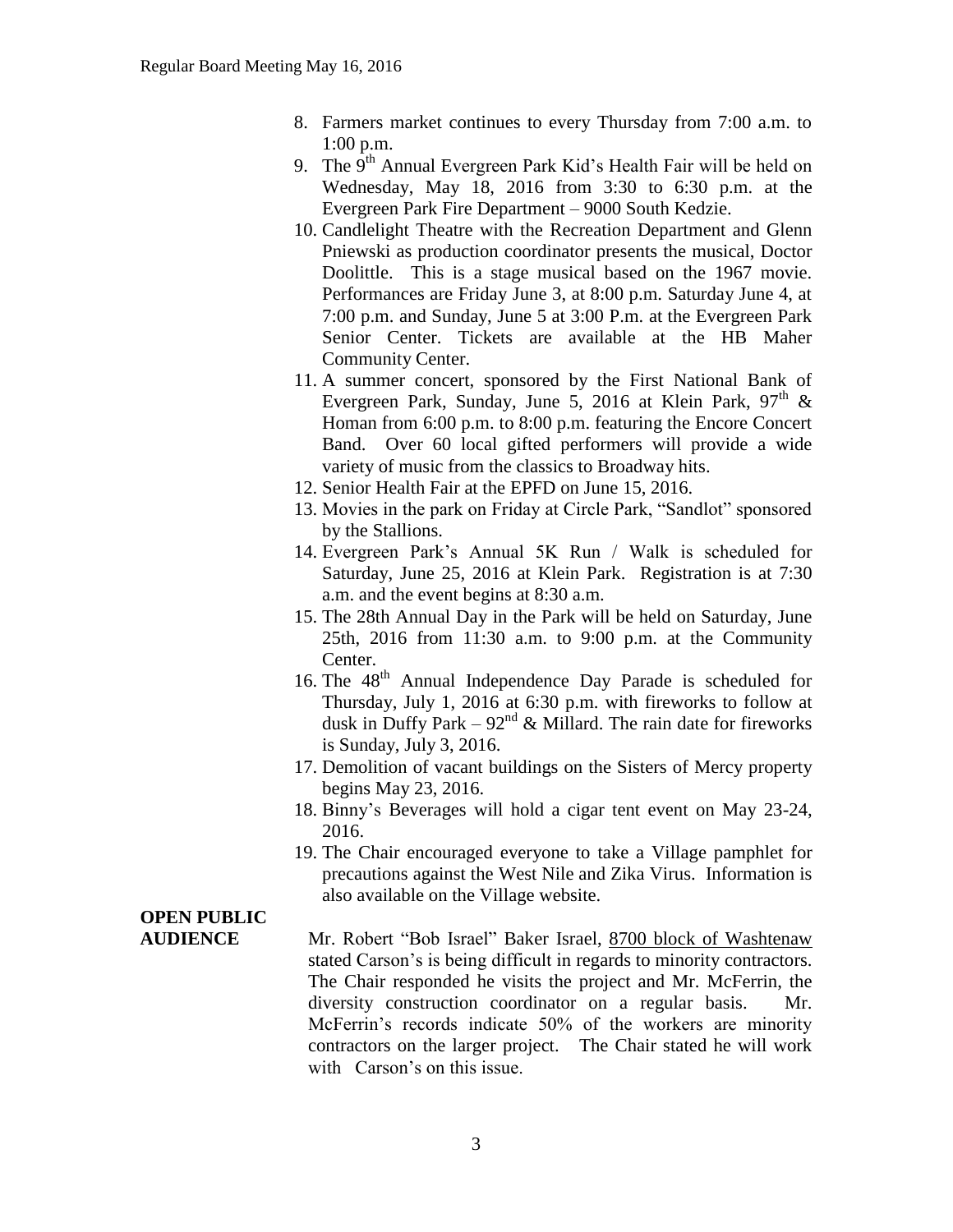8. Farmers market continues to every Thursday from 7:00 a.m. to 1:00 p.m.
9. The 9th Annual Evergreen Park Kid's Health Fair will be held on Wednesday, May 18, 2016 from 3:30 to 6:30 p.m. at the Evergreen Park Fire Department – 9000 South Kedzie.
10. Candlelight Theatre with the Recreation Department and Glenn Pniewski as production coordinator presents the musical, Doctor Doolittle. This is a stage musical based on the 1967 movie. Performances are Friday June 3, at 8:00 p.m. Saturday June 4, at 7:00 p.m. and Sunday, June 5 at 3:00 P.m. at the Evergreen Park Senior Center. Tickets are available at the HB Maher Community Center.
11. A summer concert, sponsored by the First National Bank of Evergreen Park, Sunday, June 5, 2016 at Klein Park, 97th & Homan from 6:00 p.m. to 8:00 p.m. featuring the Encore Concert Band. Over 60 local gifted performers will provide a wide variety of music from the classics to Broadway hits.
12. Senior Health Fair at the EPFD on June 15, 2016.
13. Movies in the park on Friday at Circle Park, "Sandlot" sponsored by the Stallions.
14. Evergreen Park's Annual 5K Run / Walk is scheduled for Saturday, June 25, 2016 at Klein Park. Registration is at 7:30 a.m. and the event begins at 8:30 a.m.
15. The 28th Annual Day in the Park will be held on Saturday, June 25th, 2016 from 11:30 a.m. to 9:00 p.m. at the Community Center.
16. The 48th Annual Independence Day Parade is scheduled for Thursday, July 1, 2016 at 6:30 p.m. with fireworks to follow at dusk in Duffy Park – 92nd & Millard. The rain date for fireworks is Sunday, July 3, 2016.
17. Demolition of vacant buildings on the Sisters of Mercy property begins May 23, 2016.
18. Binny's Beverages will hold a cigar tent event on May 23-24, 2016.
19. The Chair encouraged everyone to take a Village pamphlet for precautions against the West Nile and Zika Virus. Information is also available on the Village website.

**OPEN PUBLIC AUDIENCE**

Mr. Robert "Bob Israel" Baker Israel, 8700 block of Washtenaw stated Carson's is being difficult in regards to minority contractors. The Chair responded he visits the project and Mr. McFerrin, the diversity construction coordinator on a regular basis. Mr. McFerrin's records indicate 50% of the workers are minority contractors on the larger project. The Chair stated he will work with Carson's on this issue.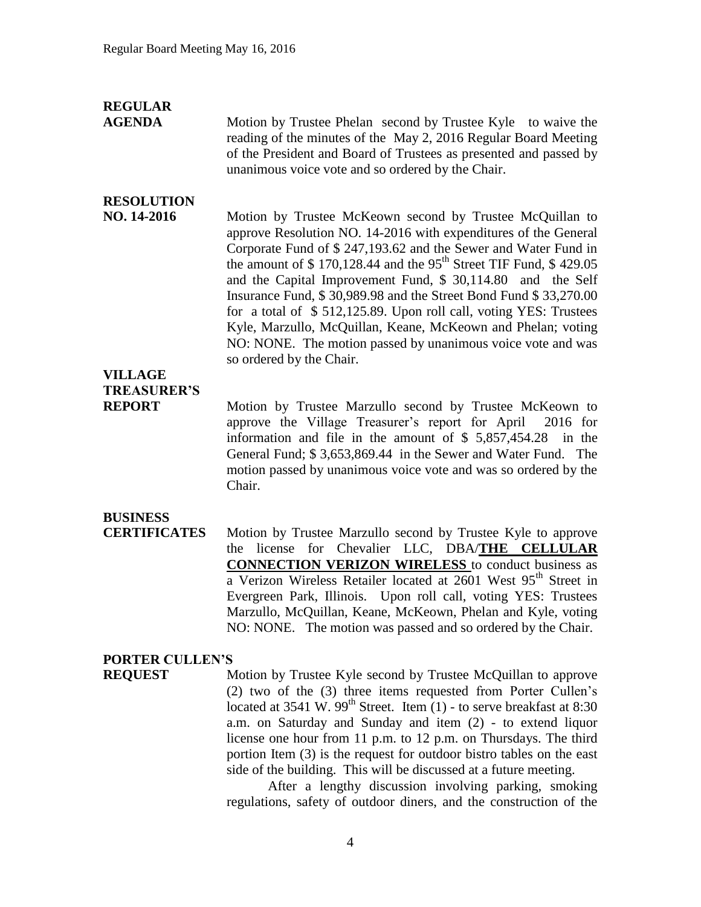**REGULAR AGENDA** Motion by Trustee Phelan second by Trustee Kyle to waive the reading of the minutes of the May 2, 2016 Regular Board Meeting of the President and Board of Trustees as presented and passed by unanimous voice vote and so ordered by the Chair.

**RESOLUTION NO. 14-2016** Motion by Trustee McKeown second by Trustee McQuillan to approve Resolution NO. 14-2016 with expenditures of the General Corporate Fund of $ 247,193.62 and the Sewer and Water Fund in the amount of $ 170,128.44 and the 95th Street TIF Fund, $ 429.05 and the Capital Improvement Fund, $ 30,114.80 and the Self Insurance Fund, $ 30,989.98 and the Street Bond Fund $ 33,270.00 for a total of $ 512,125.89. Upon roll call, voting YES: Trustees Kyle, Marzullo, McQuillan, Keane, McKeown and Phelan; voting NO: NONE. The motion passed by unanimous voice vote and was so ordered by the Chair.

**VILLAGE TREASURER'S REPORT** Motion by Trustee Marzullo second by Trustee McKeown to approve the Village Treasurer's report for April 2016 for information and file in the amount of $ 5,857,454.28 in the General Fund; $ 3,653,869.44 in the Sewer and Water Fund. The motion passed by unanimous voice vote and was so ordered by the Chair.

**BUSINESS CERTIFICATES** Motion by Trustee Marzullo second by Trustee Kyle to approve the license for Chevalier LLC, DBA/**THE CELLULAR CONNECTION VERIZON WIRELESS** to conduct business as a Verizon Wireless Retailer located at 2601 West 95th Street in Evergreen Park, Illinois. Upon roll call, voting YES: Trustees Marzullo, McQuillan, Keane, McKeown, Phelan and Kyle, voting NO: NONE. The motion was passed and so ordered by the Chair.

**PORTER CULLEN'S REQUEST** Motion by Trustee Kyle second by Trustee McQuillan to approve (2) two of the (3) three items requested from Porter Cullen's located at 3541 W. 99th Street. Item (1) - to serve breakfast at 8:30 a.m. on Saturday and Sunday and item (2) - to extend liquor license one hour from 11 p.m. to 12 p.m. on Thursdays. The third portion Item (3) is the request for outdoor bistro tables on the east side of the building. This will be discussed at a future meeting.

After a lengthy discussion involving parking, smoking regulations, safety of outdoor diners, and the construction of the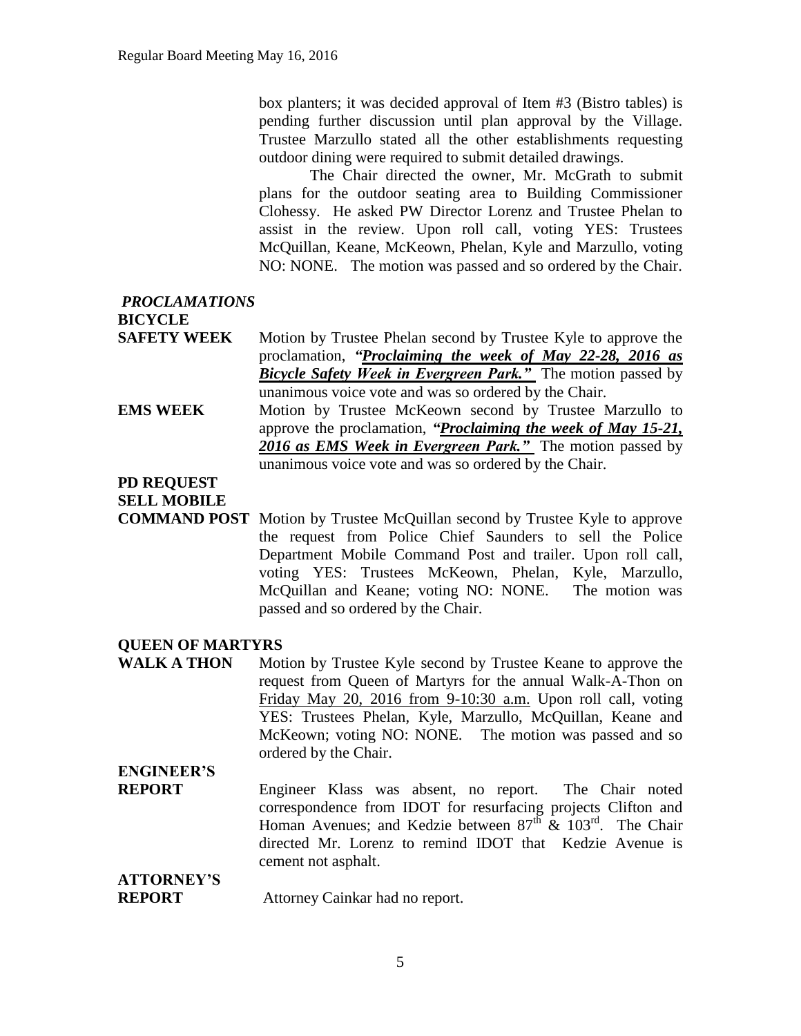box planters; it was decided approval of Item #3 (Bistro tables) is pending further discussion until plan approval by the Village. Trustee Marzullo stated all the other establishments requesting outdoor dining were required to submit detailed drawings.

The Chair directed the owner, Mr. McGrath to submit plans for the outdoor seating area to Building Commissioner Clohessy. He asked PW Director Lorenz and Trustee Phelan to assist in the review. Upon roll call, voting YES: Trustees McQuillan, Keane, McKeown, Phelan, Kyle and Marzullo, voting NO: NONE. The motion was passed and so ordered by the Chair.

***PROCLAMATIONS***

**BICYCLE SAFETY WEEK**

Motion by Trustee Phelan second by Trustee Kyle to approve the proclamation, ***"Proclaiming the week of May 22-28, 2016 as Bicycle Safety Week in Evergreen Park."*** The motion passed by unanimous voice vote and was so ordered by the Chair.

**EMS WEEK**

Motion by Trustee McKeown second by Trustee Marzullo to approve the proclamation, ***"Proclaiming the week of May 15-21, 2016 as EMS Week in Evergreen Park."*** The motion passed by unanimous voice vote and was so ordered by the Chair.

**PD REQUEST SELL MOBILE COMMAND POST**

Motion by Trustee McQuillan second by Trustee Kyle to approve the request from Police Chief Saunders to sell the Police Department Mobile Command Post and trailer. Upon roll call, voting YES: Trustees McKeown, Phelan, Kyle, Marzullo, McQuillan and Keane; voting NO: NONE. The motion was passed and so ordered by the Chair.

**QUEEN OF MARTYRS WALK A THON**

Motion by Trustee Kyle second by Trustee Keane to approve the request from Queen of Martyrs for the annual Walk-A-Thon on Friday May 20, 2016 from 9-10:30 a.m. Upon roll call, voting YES: Trustees Phelan, Kyle, Marzullo, McQuillan, Keane and McKeown; voting NO: NONE. The motion was passed and so ordered by the Chair.

**ENGINEER'S REPORT**

Engineer Klass was absent, no report. The Chair noted correspondence from IDOT for resurfacing projects Clifton and Homan Avenues; and Kedzie between 87th & 103rd. The Chair directed Mr. Lorenz to remind IDOT that Kedzie Avenue is cement not asphalt.

**ATTORNEY'S REPORT**

Attorney Cainkar had no report.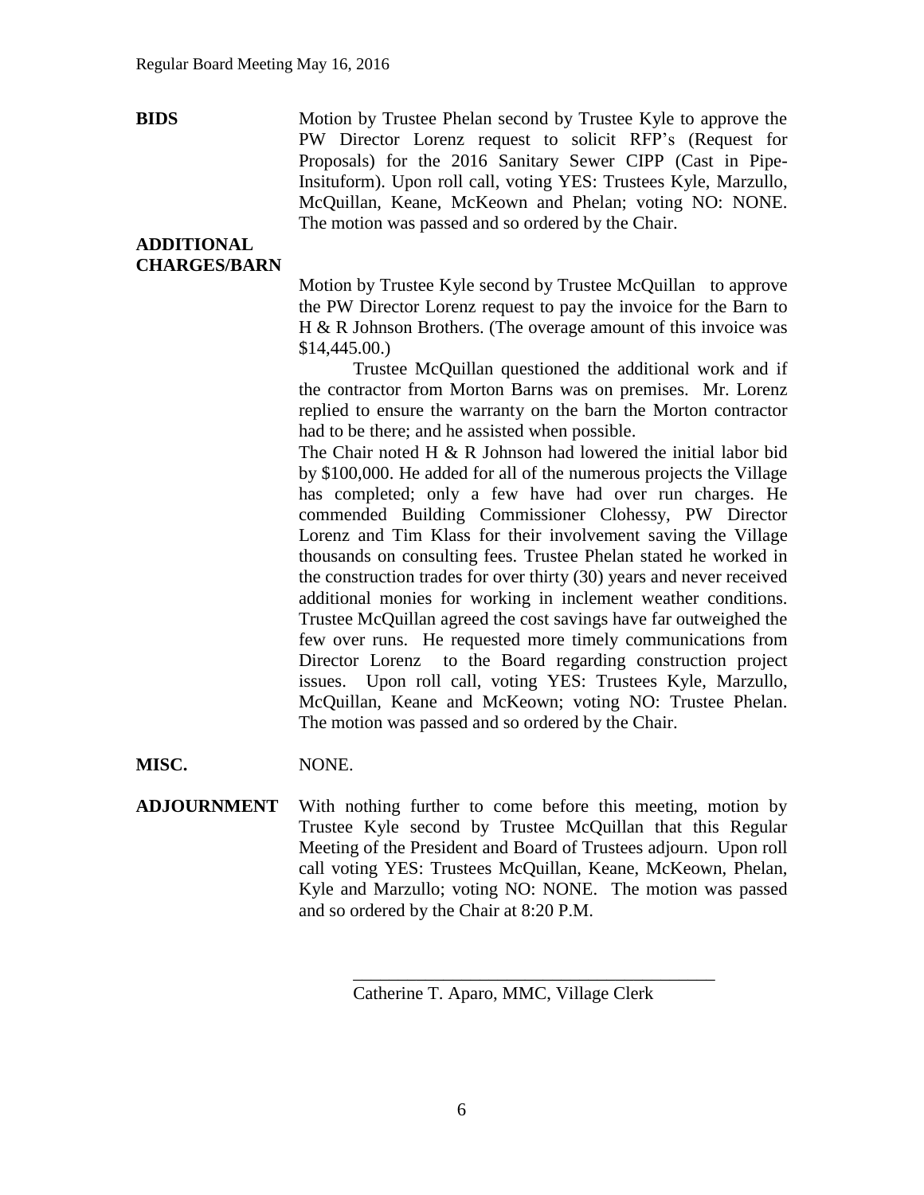**BIDS** Motion by Trustee Phelan second by Trustee Kyle to approve the PW Director Lorenz request to solicit RFP's (Request for Proposals) for the 2016 Sanitary Sewer CIPP (Cast in Pipe-Insituform). Upon roll call, voting YES: Trustees Kyle, Marzullo, McQuillan, Keane, McKeown and Phelan; voting NO: NONE. The motion was passed and so ordered by the Chair.

**ADDITIONAL CHARGES/BARN**

Motion by Trustee Kyle second by Trustee McQuillan to approve the PW Director Lorenz request to pay the invoice for the Barn to H & R Johnson Brothers. (The overage amount of this invoice was $14,445.00.)

Trustee McQuillan questioned the additional work and if the contractor from Morton Barns was on premises. Mr. Lorenz replied to ensure the warranty on the barn the Morton contractor had to be there; and he assisted when possible.

The Chair noted H & R Johnson had lowered the initial labor bid by $100,000. He added for all of the numerous projects the Village has completed; only a few have had over run charges. He commended Building Commissioner Clohessy, PW Director Lorenz and Tim Klass for their involvement saving the Village thousands on consulting fees. Trustee Phelan stated he worked in the construction trades for over thirty (30) years and never received additional monies for working in inclement weather conditions. Trustee McQuillan agreed the cost savings have far outweighed the few over runs. He requested more timely communications from Director Lorenz to the Board regarding construction project issues. Upon roll call, voting YES: Trustees Kyle, Marzullo, McQuillan, Keane and McKeown; voting NO: Trustee Phelan. The motion was passed and so ordered by the Chair.

**MISC.** NONE.

**ADJOURNMENT** With nothing further to come before this meeting, motion by Trustee Kyle second by Trustee McQuillan that this Regular Meeting of the President and Board of Trustees adjourn. Upon roll call voting YES: Trustees McQuillan, Keane, McKeown, Phelan, Kyle and Marzullo; voting NO: NONE. The motion was passed and so ordered by the Chair at 8:20 P.M.

\_\_\_\_\_\_\_\_\_\_\_\_\_\_\_\_\_\_\_\_\_\_\_\_\_\_\_\_\_\_\_\_\_\_\_\_\_\_\_\_

Catherine T. Aparo, MMC, Village Clerk